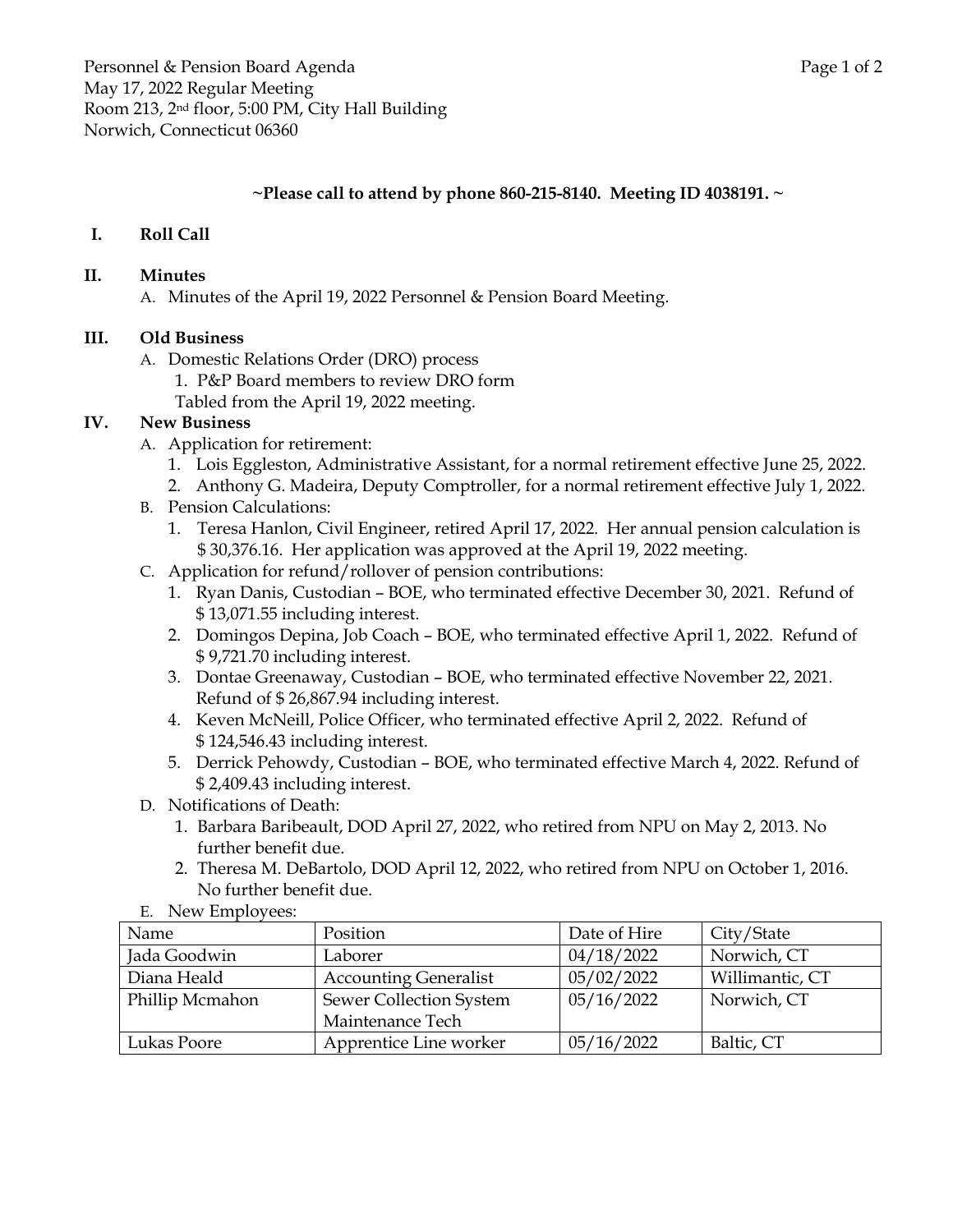Personnel & Pension Board Agenda
May 17, 2022 Regular Meeting
Room 213, 2nd floor, 5:00 PM, City Hall Building
Norwich, Connecticut 06360

**~Please call to attend by phone 860-215-8140. Meeting ID 4038191. ~**

## I. Roll Call

## II. Minutes

A. Minutes of the April 19, 2022 Personnel & Pension Board Meeting.

## III. Old Business

A. Domestic Relations Order (DRO) process
   1. P&P Board members to review DRO form

   Tabled from the April 19, 2022 meeting.

## IV. New Business

A. Application for retirement:
   1. Lois Eggleston, Administrative Assistant, for a normal retirement effective June 25, 2022.
   2. Anthony G. Madeira, Deputy Comptroller, for a normal retirement effective July 1, 2022.

B. Pension Calculations:
   1. Teresa Hanlon, Civil Engineer, retired April 17, 2022. Her annual pension calculation is $ 30,376.16. Her application was approved at the April 19, 2022 meeting.

C. Application for refund/rollover of pension contributions:
   1. Ryan Danis, Custodian – BOE, who terminated effective December 30, 2021. Refund of $ 13,071.55 including interest.
   2. Domingos Depina, Job Coach – BOE, who terminated effective April 1, 2022. Refund of $ 9,721.70 including interest.
   3. Dontae Greenaway, Custodian – BOE, who terminated effective November 22, 2021. Refund of $ 26,867.94 including interest.
   4. Keven McNeill, Police Officer, who terminated effective April 2, 2022. Refund of $ 124,546.43 including interest.
   5. Derrick Pehowdy, Custodian – BOE, who terminated effective March 4, 2022. Refund of $ 2,409.43 including interest.

D. Notifications of Death:
   1. Barbara Baribeault, DOD April 27, 2022, who retired from NPU on May 2, 2013. No further benefit due.
   2. Theresa M. DeBartolo, DOD April 12, 2022, who retired from NPU on October 1, 2016. No further benefit due.

E. New Employees:

| Name | Position | Date of Hire | City/State |
|---|---|---|---|
| Jada Goodwin | Laborer | 04/18/2022 | Norwich, CT |
| Diana Heald | Accounting Generalist | 05/02/2022 | Willimantic, CT |
| Phillip Mcmahon | Sewer Collection System Maintenance Tech | 05/16/2022 | Norwich, CT |
| Lukas Poore | Apprentice Line worker | 05/16/2022 | Baltic, CT |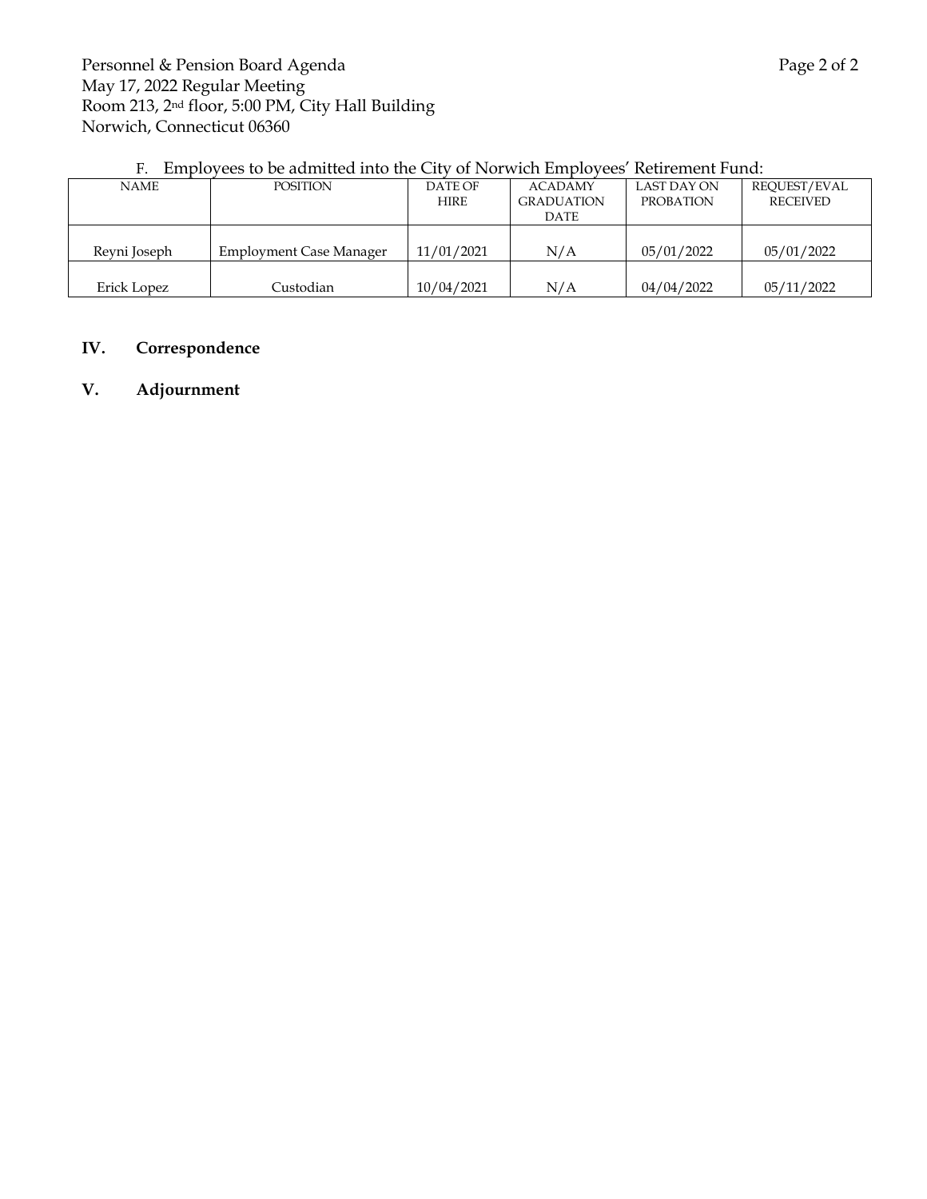F. Employees to be admitted into the City of Norwich Employees' Retirement Fund:

| NAME | POSITION | DATE OF HIRE | ACADAMY GRADUATION DATE | LAST DAY ON PROBATION | REQUEST/EVAL RECEIVED |
|---|---|---|---|---|---|
| Reyni Joseph | Employment Case Manager | 11/01/2021 | N/A | 05/01/2022 | 05/01/2022 |
| Erick Lopez | Custodian | 10/04/2021 | N/A | 04/04/2022 | 05/11/2022 |

## IV. Correspondence

## V. Adjournment